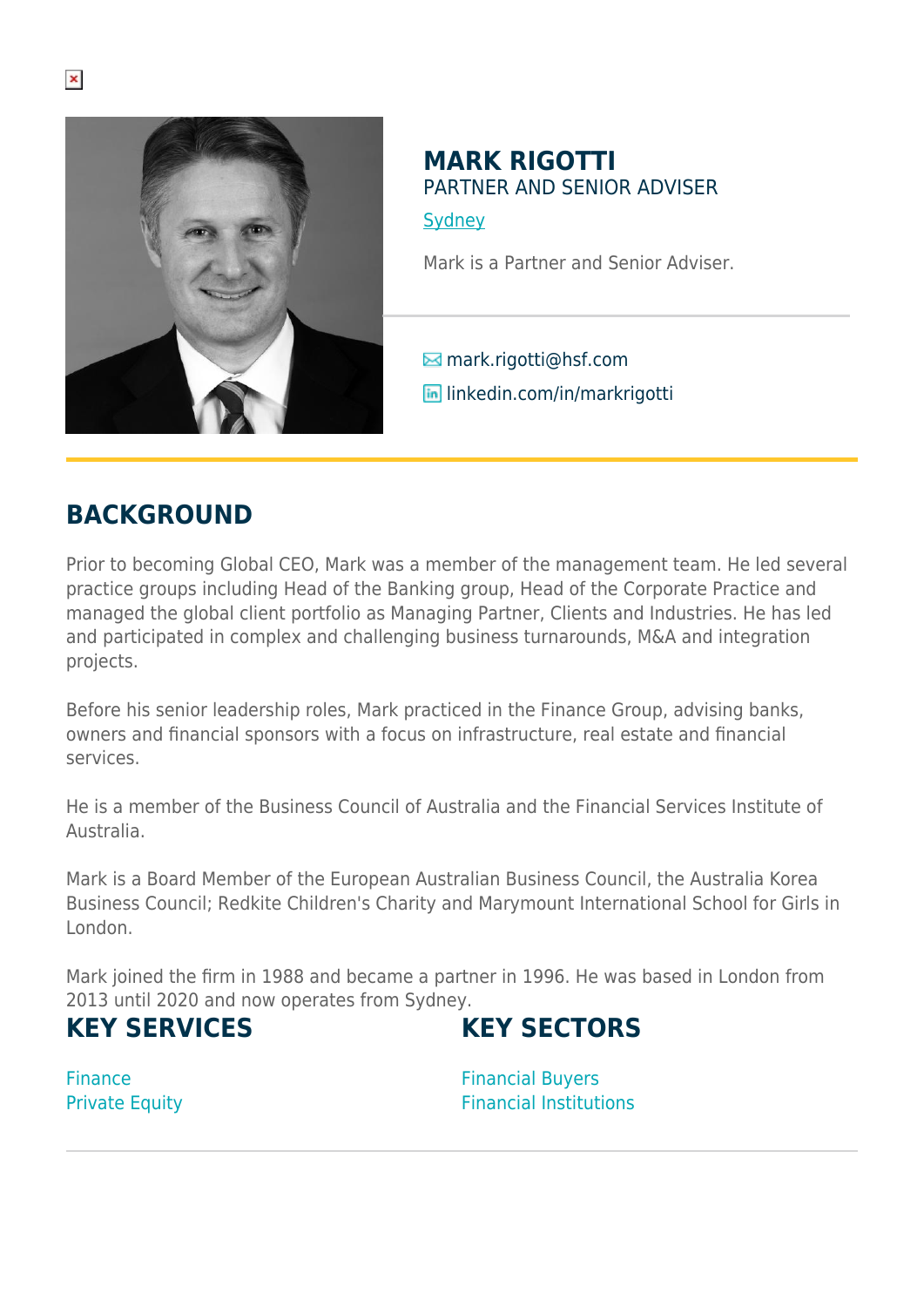# MARK RIGOTTI

PARTNER AND SENIOR ADVISER

[Sydney]

Mark is a Partner and Senior Adviser.

mark.rigotti@hsf.com

linkedin.com/in/markrigotti

## BACKGROUND

Prior to becoming Global CEO, Mark was a member of the management team. He led several practice groups including Head of the Banking group, Head of the Corporate Practice and managed the global client portfolio as Managing Partner, Clients and Industries. He has led and participated in complex and challenging business turnarounds, M&A and integration projects.

Before his senior leadership roles, Mark practiced in the Finance Group, advising banks, owners and financial sponsors with a focus on infrastructure, real estate and financial services.

He is a member of the Business Council of Australia and the Financial Services Institute of Australia.

Mark is a Board Member of the European Australian Business Council, the Australia Korea Business Council; Redkite Children's Charity and Marymount International School for Girls in London.

Mark joined the firm in 1988 and became a partner in 1996. He was based in London from 2013 until 2020 and now operates from Sydney.

## KEY SERVICES

Finance
Private Equity

## KEY SECTORS

Financial Buyers
Financial Institutions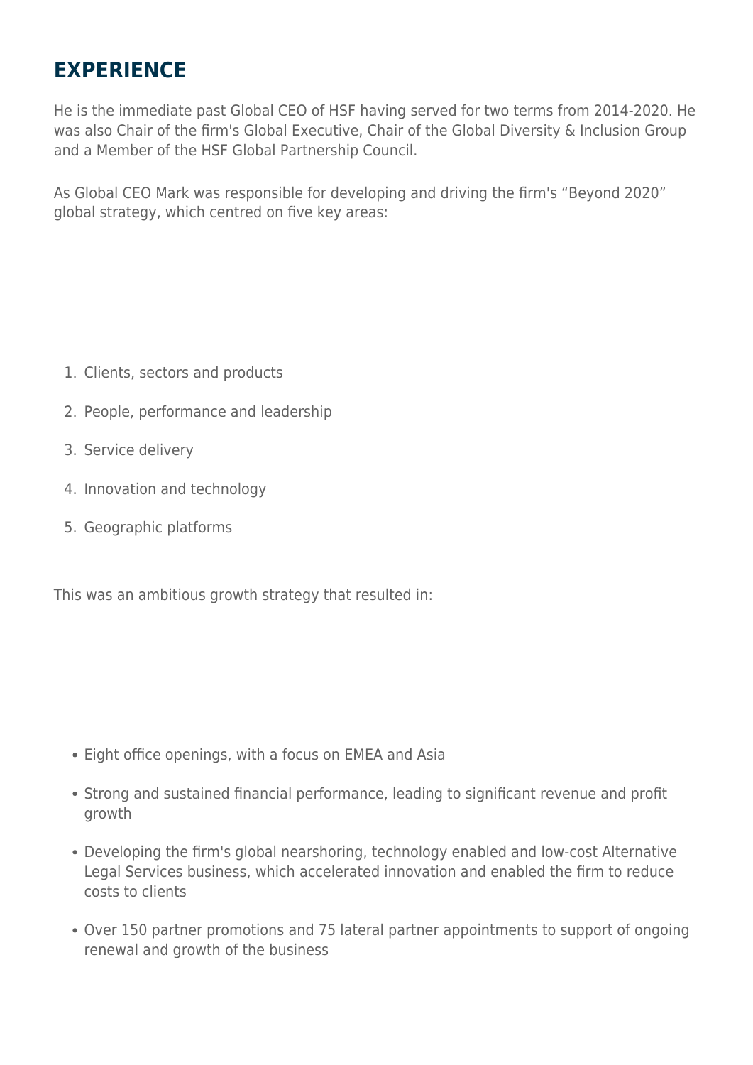## EXPERIENCE

He is the immediate past Global CEO of HSF having served for two terms from 2014-2020. He was also Chair of the firm's Global Executive, Chair of the Global Diversity & Inclusion Group and a Member of the HSF Global Partnership Council.

As Global CEO Mark was responsible for developing and driving the firm's "Beyond 2020" global strategy, which centred on five key areas:

1. Clients, sectors and products
2. People, performance and leadership
3. Service delivery
4. Innovation and technology
5. Geographic platforms

This was an ambitious growth strategy that resulted in:

- Eight office openings, with a focus on EMEA and Asia
- Strong and sustained financial performance, leading to significant revenue and profit growth
- Developing the firm's global nearshoring, technology enabled and low-cost Alternative Legal Services business, which accelerated innovation and enabled the firm to reduce costs to clients
- Over 150 partner promotions and 75 lateral partner appointments to support of ongoing renewal and growth of the business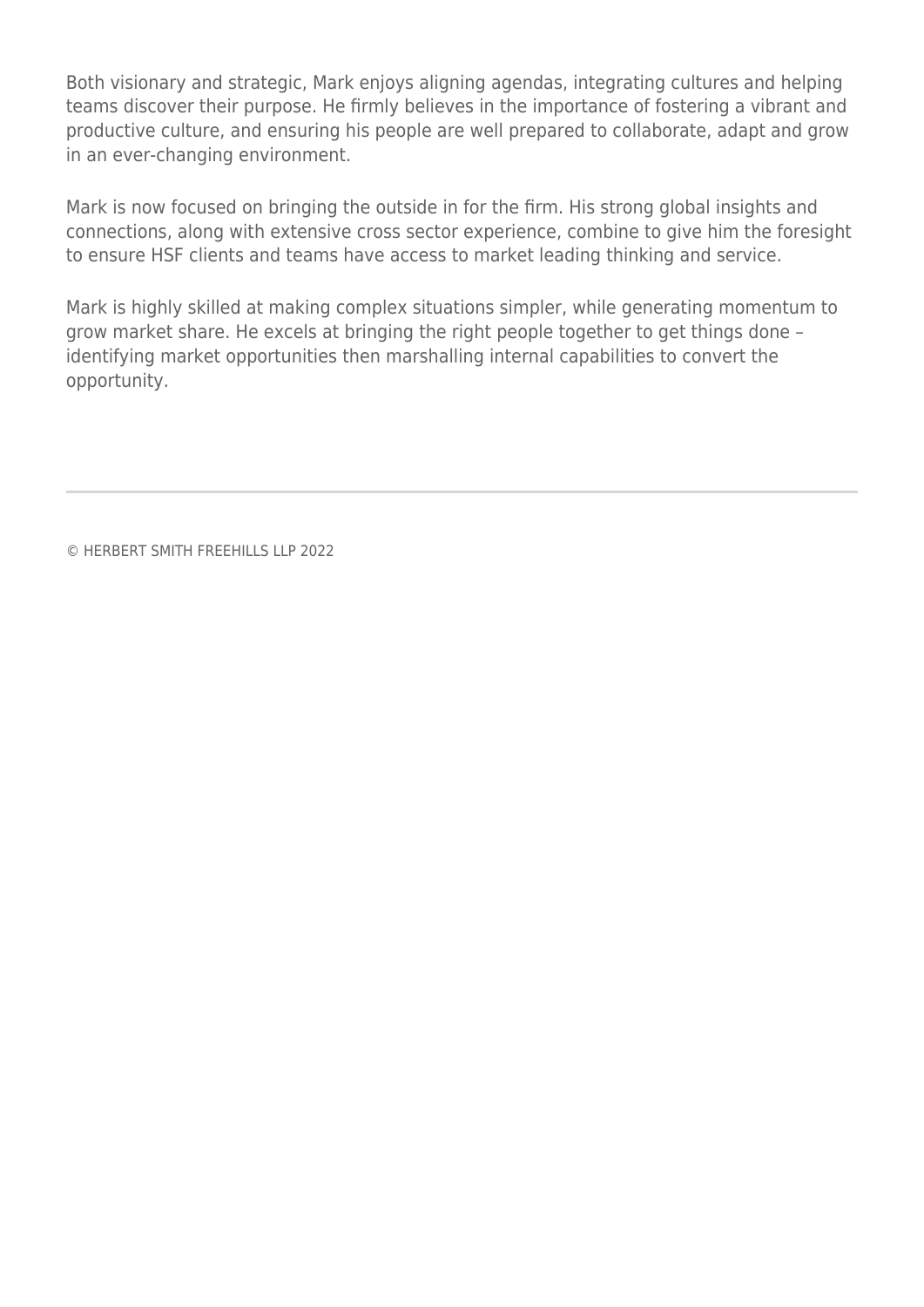Both visionary and strategic, Mark enjoys aligning agendas, integrating cultures and helping teams discover their purpose. He firmly believes in the importance of fostering a vibrant and productive culture, and ensuring his people are well prepared to collaborate, adapt and grow in an ever-changing environment.

Mark is now focused on bringing the outside in for the firm. His strong global insights and connections, along with extensive cross sector experience, combine to give him the foresight to ensure HSF clients and teams have access to market leading thinking and service.

Mark is highly skilled at making complex situations simpler, while generating momentum to grow market share. He excels at bringing the right people together to get things done – identifying market opportunities then marshalling internal capabilities to convert the opportunity.

---

© HERBERT SMITH FREEHILLS LLP 2022